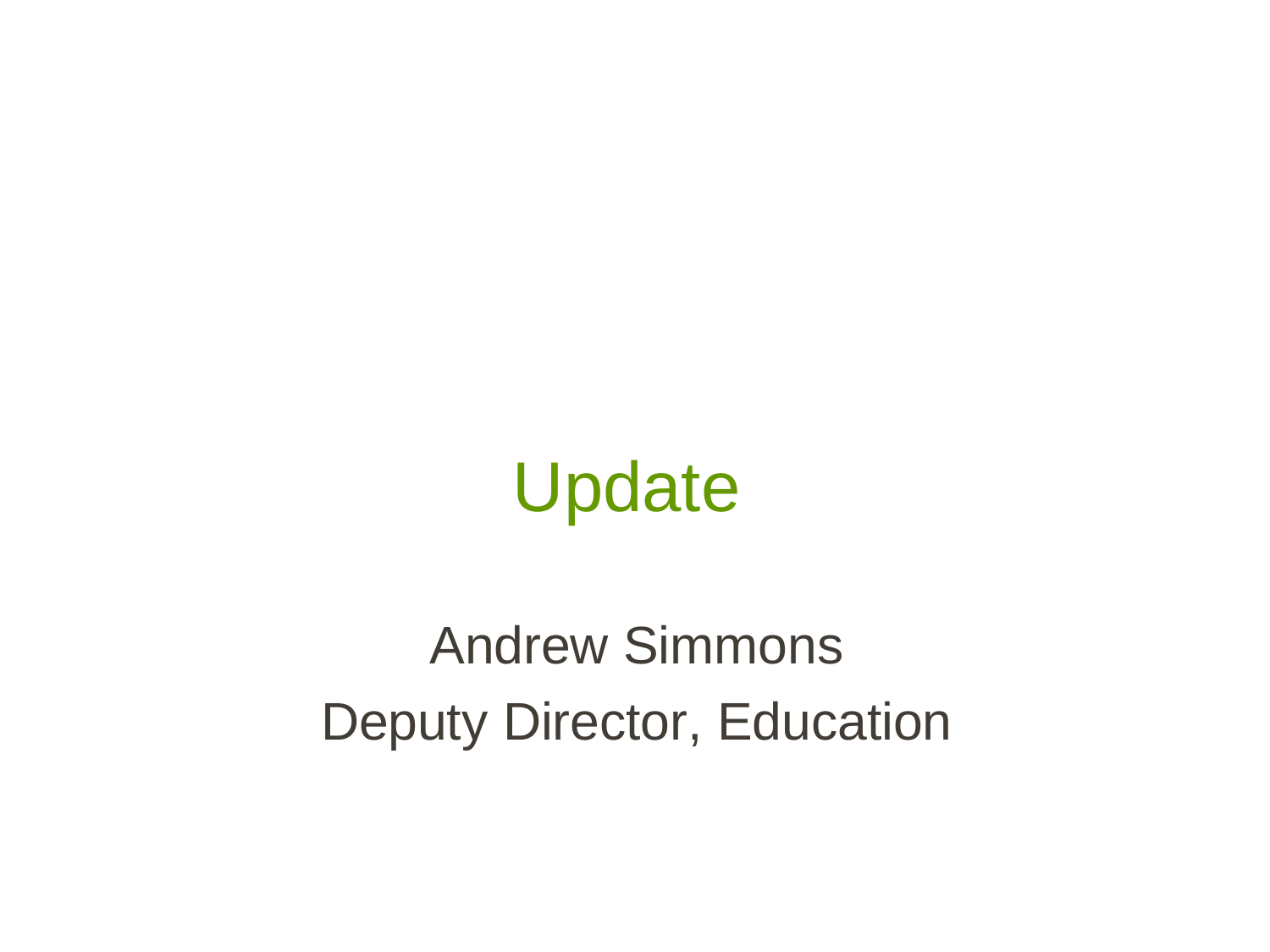# Update

Andrew Simmons

Deputy Director, Education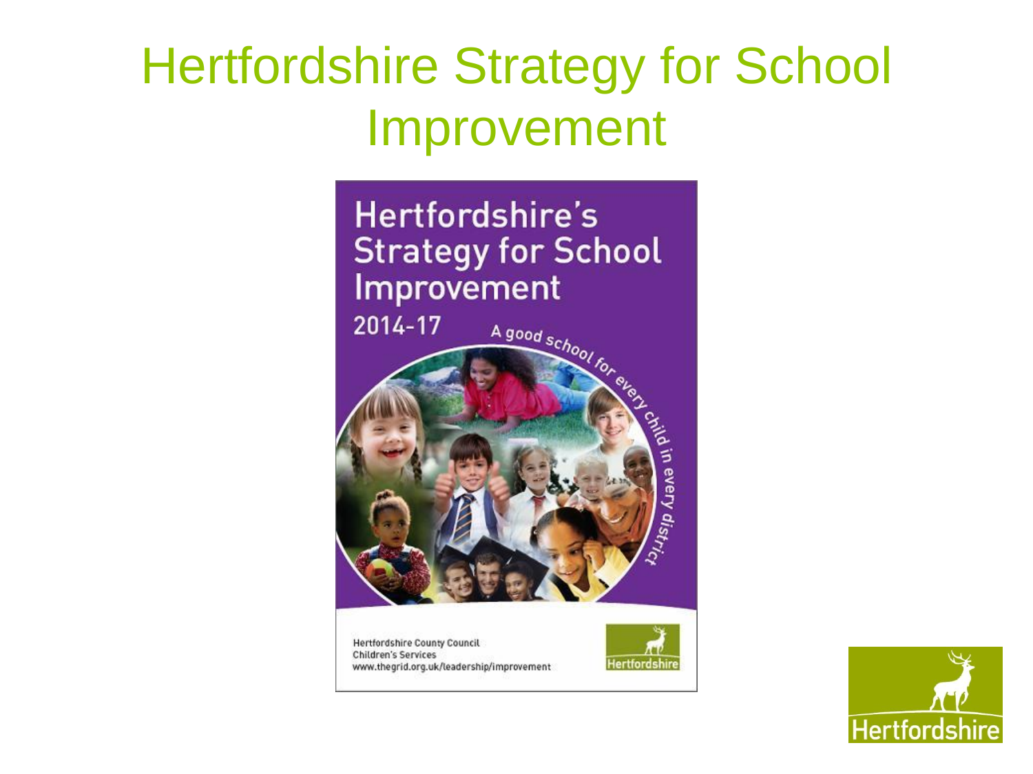# Hertfordshire Strategy for School Improvement

Hertfordshire's Strategy for School Improvement

2014-17

A good school for every child in every district

Hertfordshire County Council
Children's Services
www.thegrid.org.uk/leadership/improvement

Hertfordshire

Hertfordshire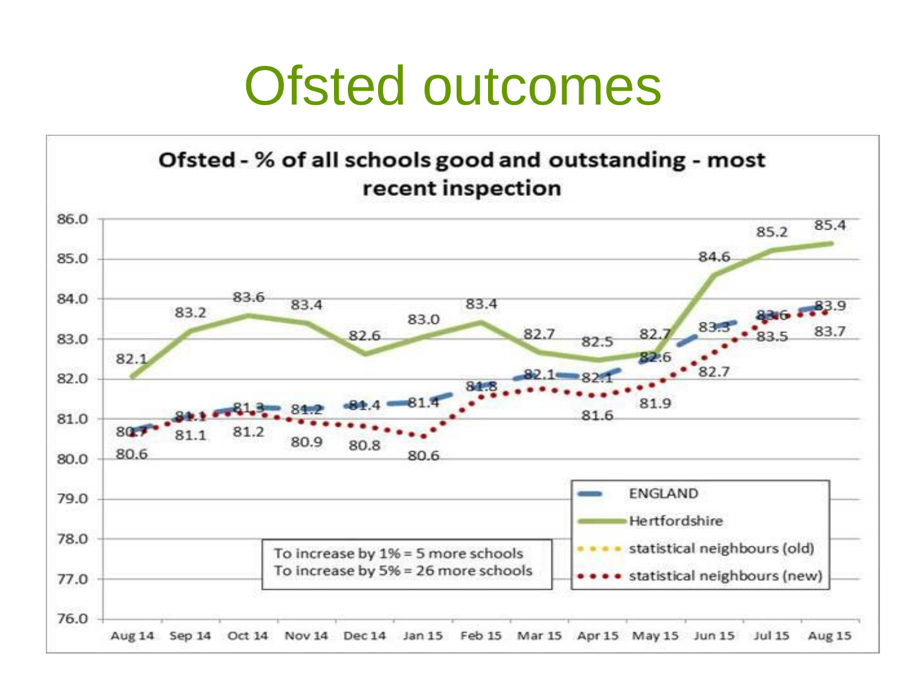# Ofsted outcomes

**Ofsted - % of all schools good and outstanding - most recent inspection**

| | Aug 14 | Sep 14 | Oct 14 | Nov 14 | Dec 14 | Jan 15 | Feb 15 | Mar 15 | Apr 15 | May 15 | Jun 15 | Jul 15 | Aug 15 |
|---|---|---|---|---|---|---|---|---|---|---|---|---|---|
| ENGLAND | 80.7 | 81.1 | 81.3 | 81.2 | 81.4 | 81.4 | 81.8 | 82.1 | 82.1 | 82.6 | 83.3 | 83.6 | 83.9 |
| Hertfordshire | 82.1 | 83.2 | 83.6 | 83.4 | 82.6 | 83.0 | 83.4 | 82.7 | 82.5 | 82.7 | 84.6 | 85.2 | 85.4 |
| statistical neighbours (new) | 80.6 | 81.1 | 81.2 | 80.9 | 80.8 | 80.6 | | | 81.6 | 81.9 | 82.7 | 83.5 | 83.7 |

Legend: ENGLAND; Hertfordshire; statistical neighbours (old); statistical neighbours (new)

To increase by 1% = 5 more schools
To increase by 5% = 26 more schools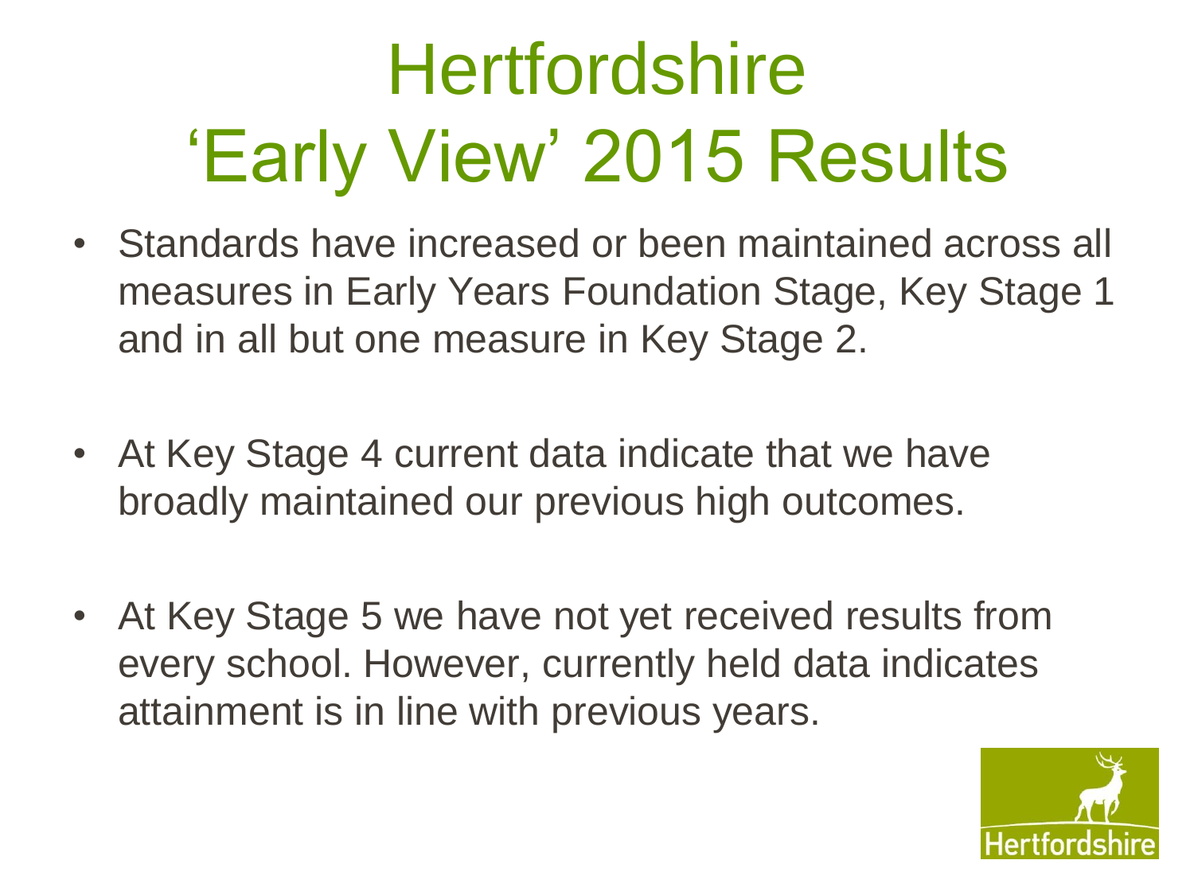# Hertfordshire 'Early View' 2015 Results

- Standards have increased or been maintained across all measures in Early Years Foundation Stage, Key Stage 1 and in all but one measure in Key Stage 2.
- At Key Stage 4 current data indicate that we have broadly maintained our previous high outcomes.
- At Key Stage 5 we have not yet received results from every school. However, currently held data indicates attainment is in line with previous years.

Hertfordshire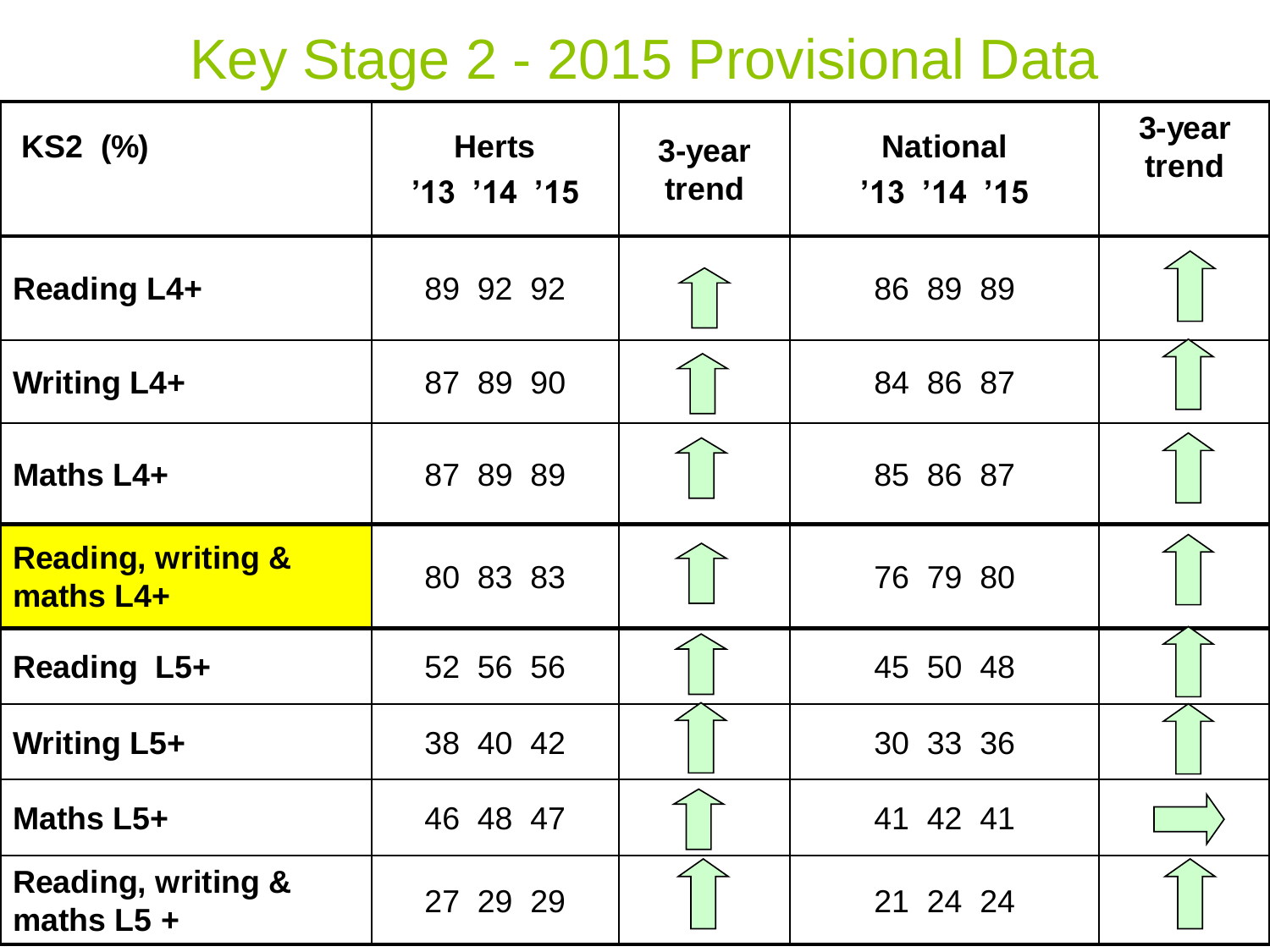# Key Stage 2 - 2015 Provisional Data

| KS2 (%) | Herts '13 '14 '15 | 3-year trend | National '13 '14 '15 | 3-year trend |
|---|---|---|---|---|
| **Reading L4+** | 89 92 92 | ⇧ | 86 89 89 | ⇧ |
| **Writing L4+** | 87 89 90 | ⇧ | 84 86 87 | ⇧ |
| **Maths L4+** | 87 89 89 | ⇧ | 85 86 87 | ⇧ |
| **Reading, writing & maths L4+** | 80 83 83 | ⇧ | 76 79 80 | ⇧ |
| **Reading L5+** | 52 56 56 | ⇧ | 45 50 48 | ⇧ |
| **Writing L5+** | 38 40 42 | ⇧ | 30 33 36 | ⇧ |
| **Maths L5+** | 46 48 47 | ⇧ | 41 42 41 | ⇨ |
| **Reading, writing & maths L5 +** | 27 29 29 | ⇧ | 21 24 24 | ⇧ |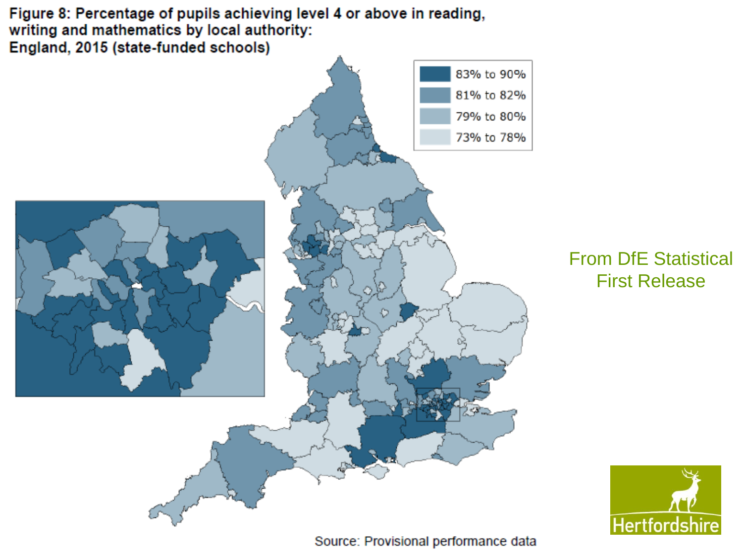**Figure 8: Percentage of pupils achieving level 4 or above in reading, writing and mathematics by local authority: England, 2015 (state-funded schools)**

- 83% to 90%
- 81% to 82%
- 79% to 80%
- 73% to 78%

Source: Provisional performance data

From DfE Statistical First Release

Hertfordshire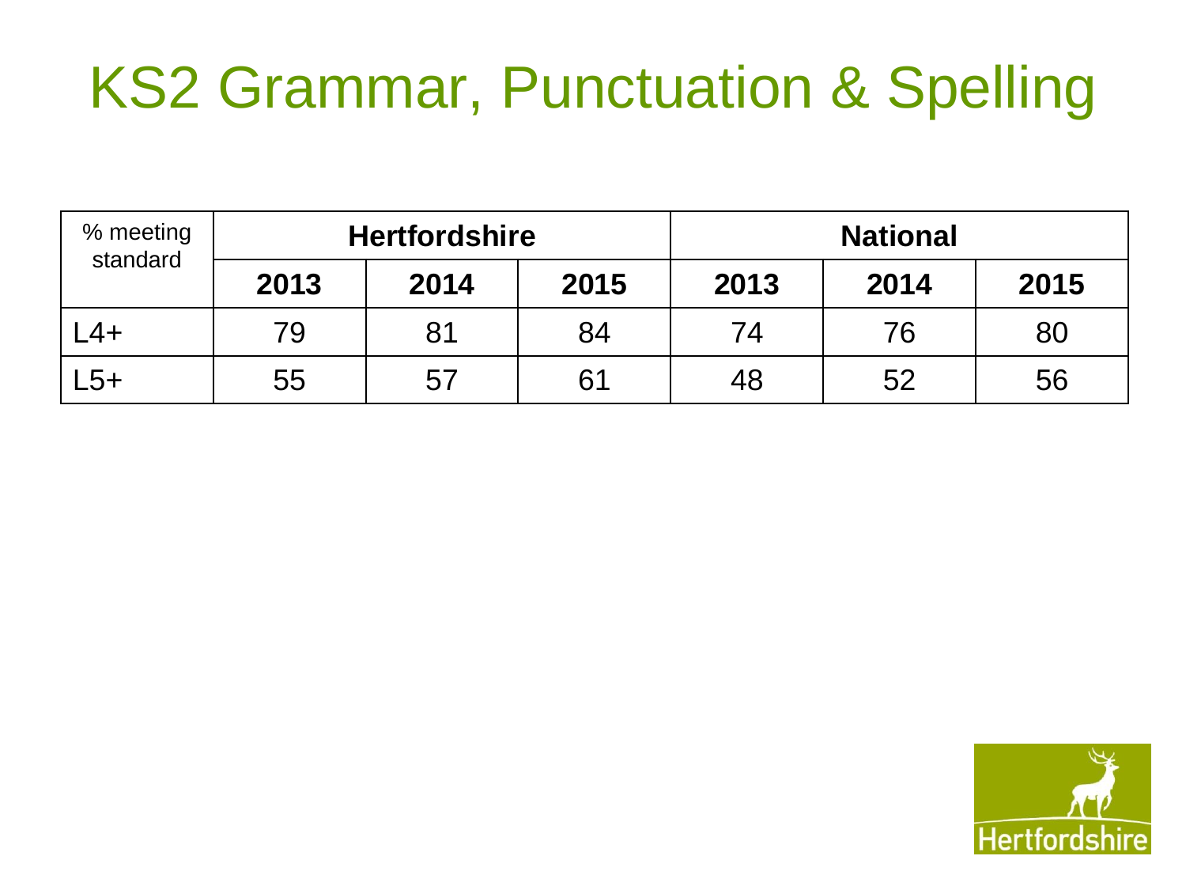# KS2 Grammar, Punctuation & Spelling

| % meeting standard | Hertfordshire | | | National | | |
|---|---|---|---|---|---|---|
| | 2013 | 2014 | 2015 | 2013 | 2014 | 2015 |
| L4+ | 79 | 81 | 84 | 74 | 76 | 80 |
| L5+ | 55 | 57 | 61 | 48 | 52 | 56 |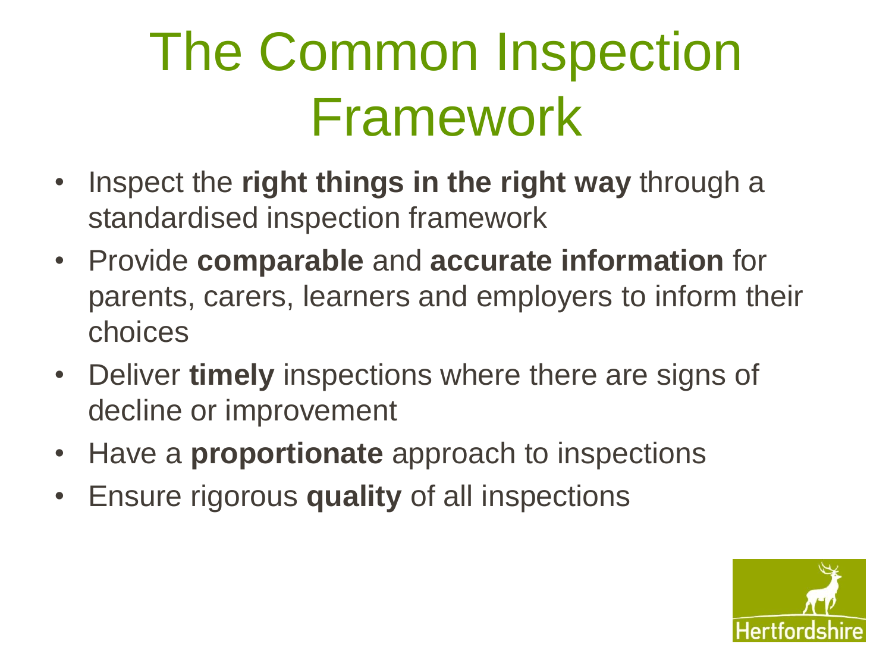# The Common Inspection Framework

- Inspect the **right things in the right way** through a standardised inspection framework
- Provide **comparable** and **accurate information** for parents, carers, learners and employers to inform their choices
- Deliver **timely** inspections where there are signs of decline or improvement
- Have a **proportionate** approach to inspections
- Ensure rigorous **quality** of all inspections

Hertfordshire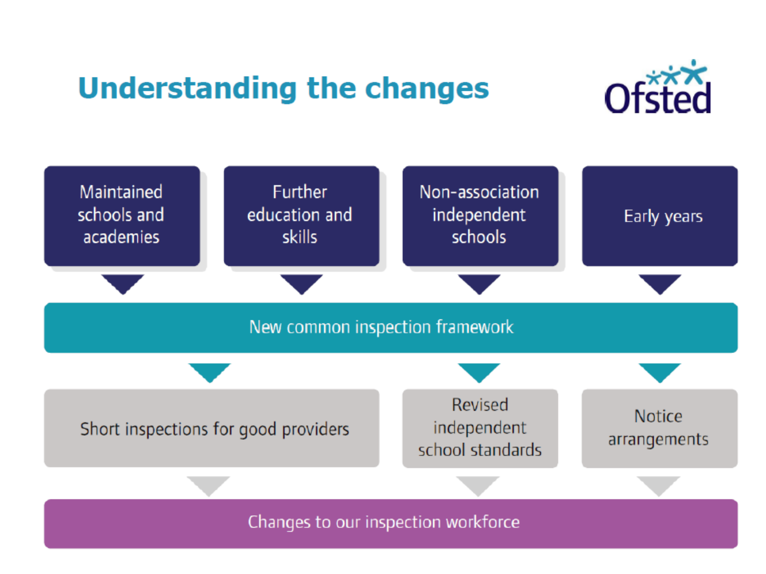# Understanding the changes

Maintained schools and academies

Further education and skills

Non-association independent schools

Early years

New common inspection framework

Short inspections for good providers

Revised independent school standards

Notice arrangements

Changes to our inspection workforce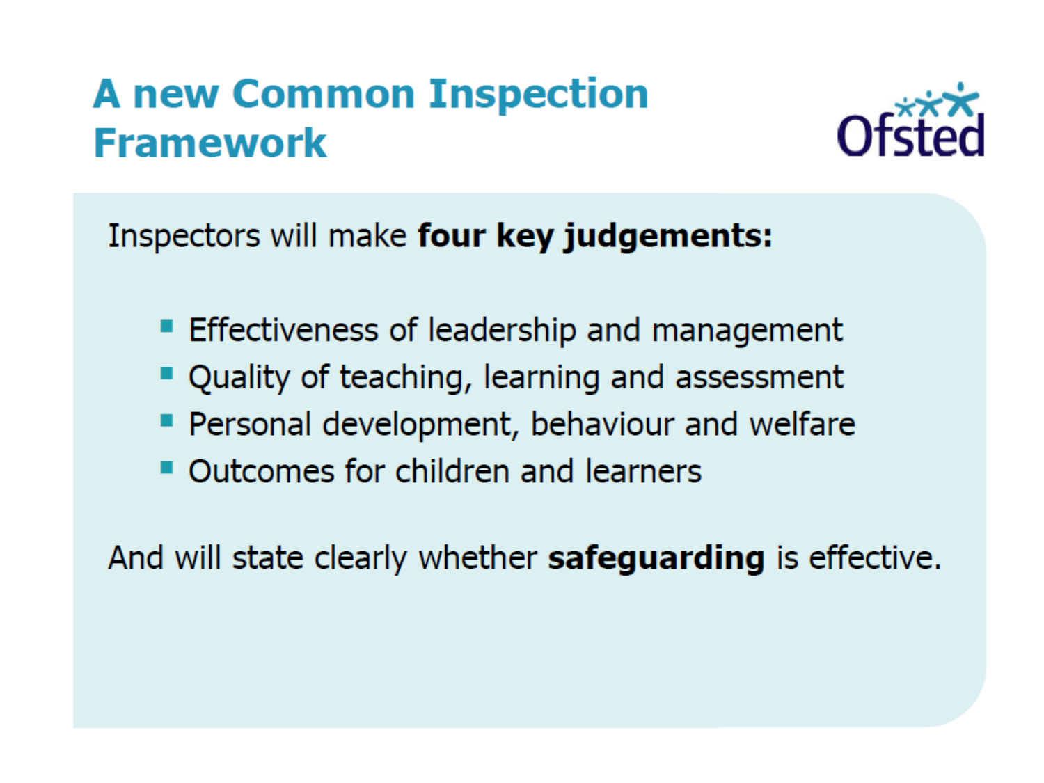# A new Common Inspection Framework

Inspectors will make **four key judgements:**

- Effectiveness of leadership and management
- Quality of teaching, learning and assessment
- Personal development, behaviour and welfare
- Outcomes for children and learners

And will state clearly whether **safeguarding** is effective.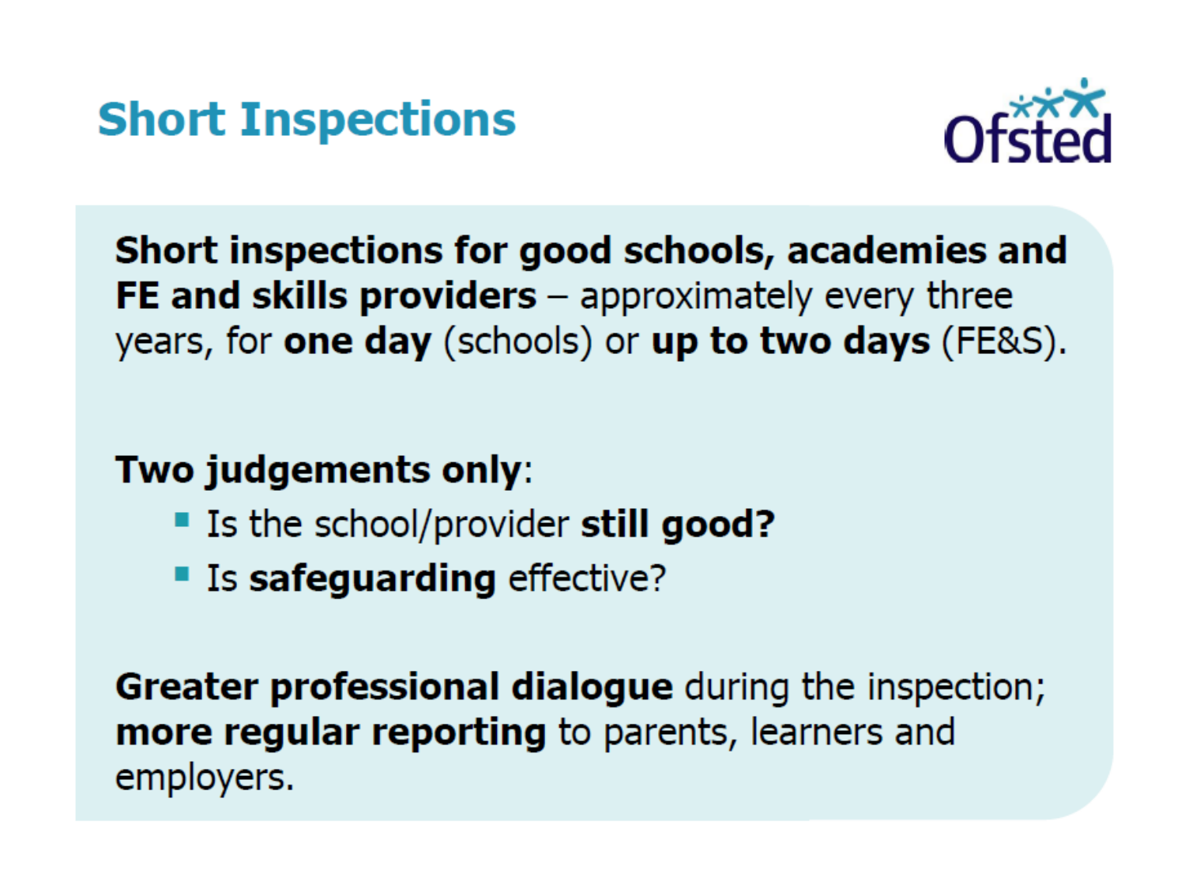# Short Inspections

**Short inspections for good schools, academies and FE and skills providers** – approximately every three years, for **one day** (schools) or **up to two days** (FE&S).

**Two judgements only**:

- Is the school/provider **still good?**
- Is **safeguarding** effective?

**Greater professional dialogue** during the inspection; **more regular reporting** to parents, learners and employers.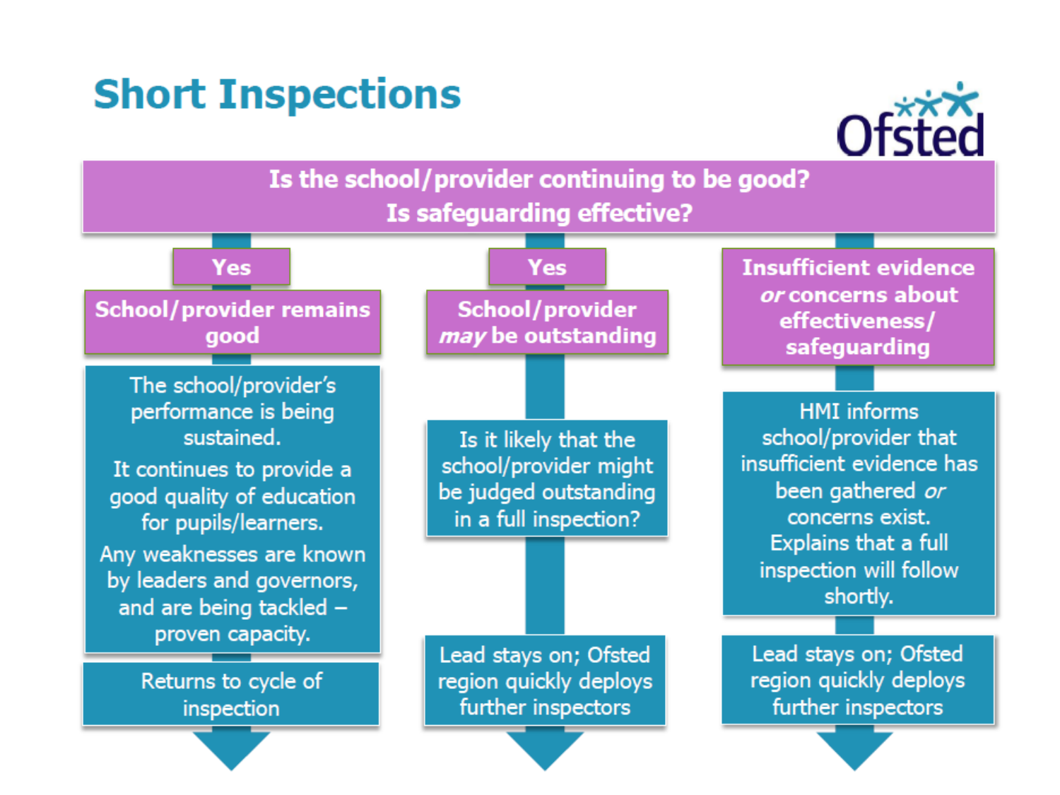# Short Inspections

**Is the school/provider continuing to be good?**
**Is safeguarding effective?**

### Yes — School/provider remains good

The school/provider's performance is being sustained.

It continues to provide a good quality of education for pupils/learners.

Any weaknesses are known by leaders and governors, and are being tackled – proven capacity.

Returns to cycle of inspection

### Yes — School/provider *may* be outstanding

Is it likely that the school/provider might be judged outstanding in a full inspection?

Lead stays on; Ofsted region quickly deploys further inspectors

### Insufficient evidence *or* concerns about effectiveness/ safeguarding

HMI informs school/provider that insufficient evidence has been gathered *or* concerns exist. Explains that a full inspection will follow shortly.

Lead stays on; Ofsted region quickly deploys further inspectors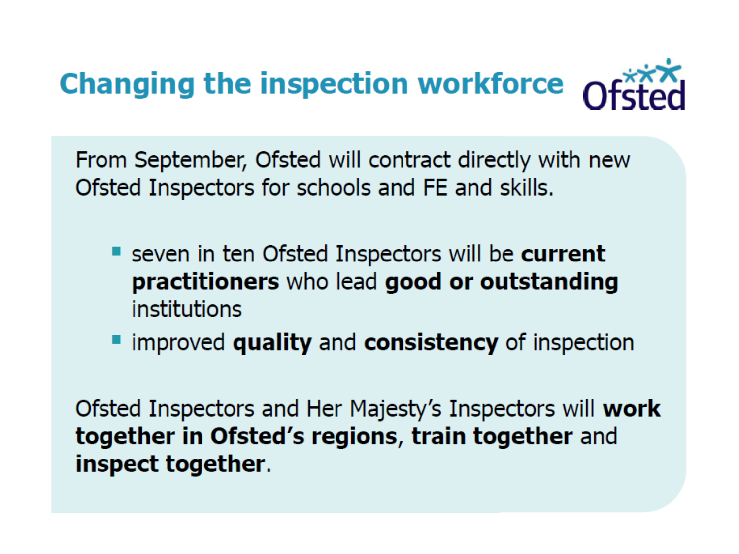# Changing the inspection workforce

From September, Ofsted will contract directly with new Ofsted Inspectors for schools and FE and skills.

- seven in ten Ofsted Inspectors will be **current practitioners** who lead **good or outstanding** institutions
- improved **quality** and **consistency** of inspection

Ofsted Inspectors and Her Majesty's Inspectors will **work together in Ofsted's regions**, **train together** and **inspect together**.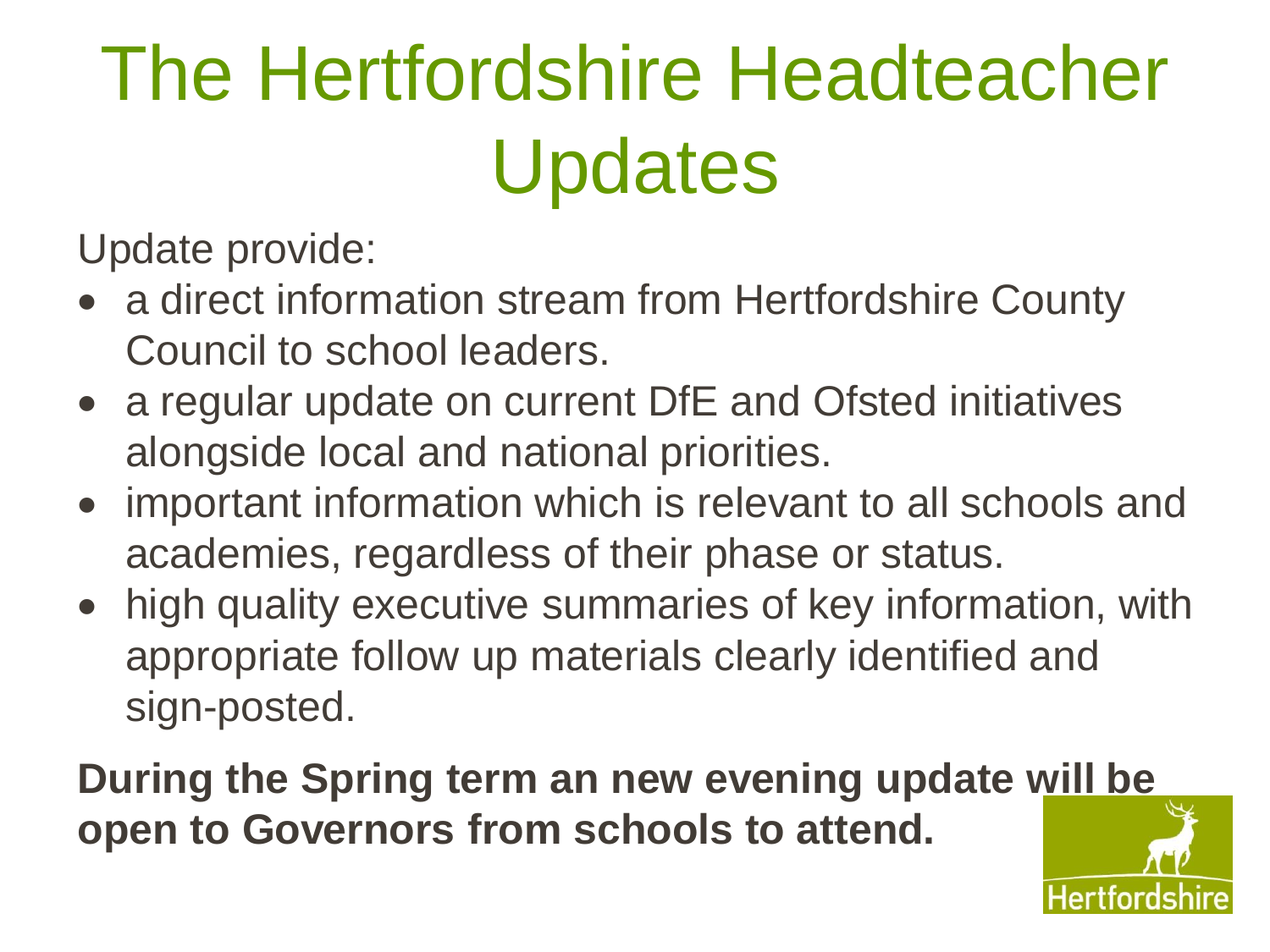# The Hertfordshire Headteacher Updates

Update provide:

- a direct information stream from Hertfordshire County Council to school leaders.
- a regular update on current DfE and Ofsted initiatives alongside local and national priorities.
- important information which is relevant to all schools and academies, regardless of their phase or status.
- high quality executive summaries of key information, with appropriate follow up materials clearly identified and sign-posted.

**During the Spring term an new evening update will be open to Governors from schools to attend.**

Hertfordshire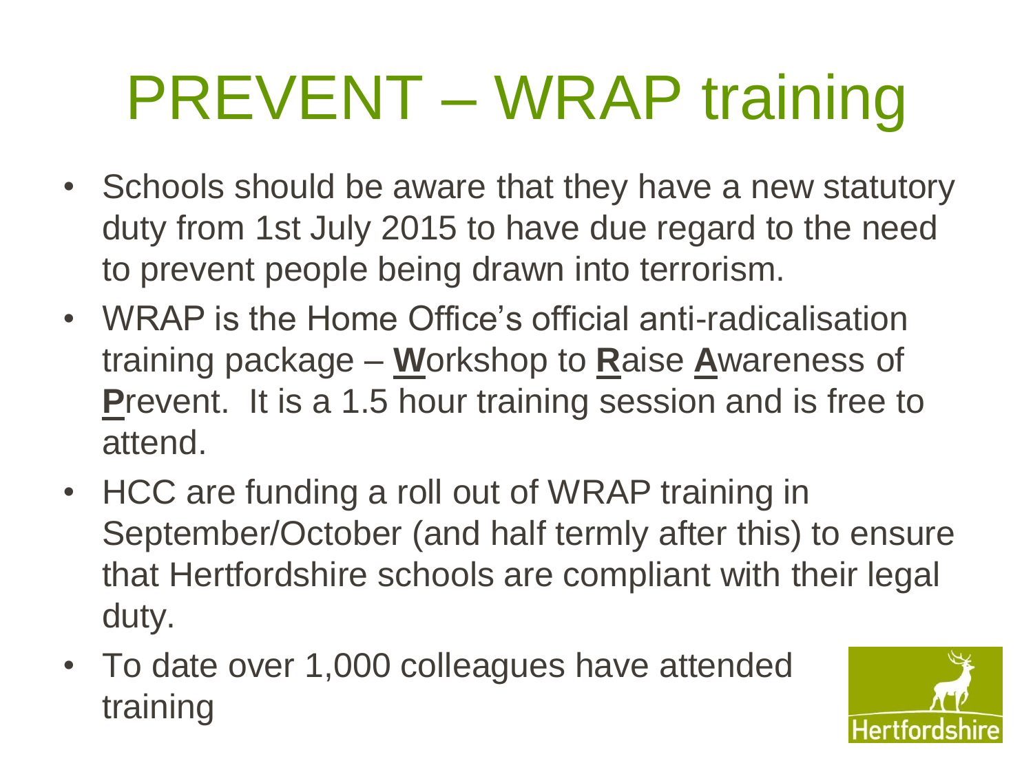# PREVENT – WRAP training

- Schools should be aware that they have a new statutory duty from 1st July 2015 to have due regard to the need to prevent people being drawn into terrorism.
- WRAP is the Home Office's official anti-radicalisation training package – **W**orkshop to **R**aise **A**wareness of **P**revent. It is a 1.5 hour training session and is free to attend.
- HCC are funding a roll out of WRAP training in September/October (and half termly after this) to ensure that Hertfordshire schools are compliant with their legal duty.
- To date over 1,000 colleagues have attended training

Hertfordshire